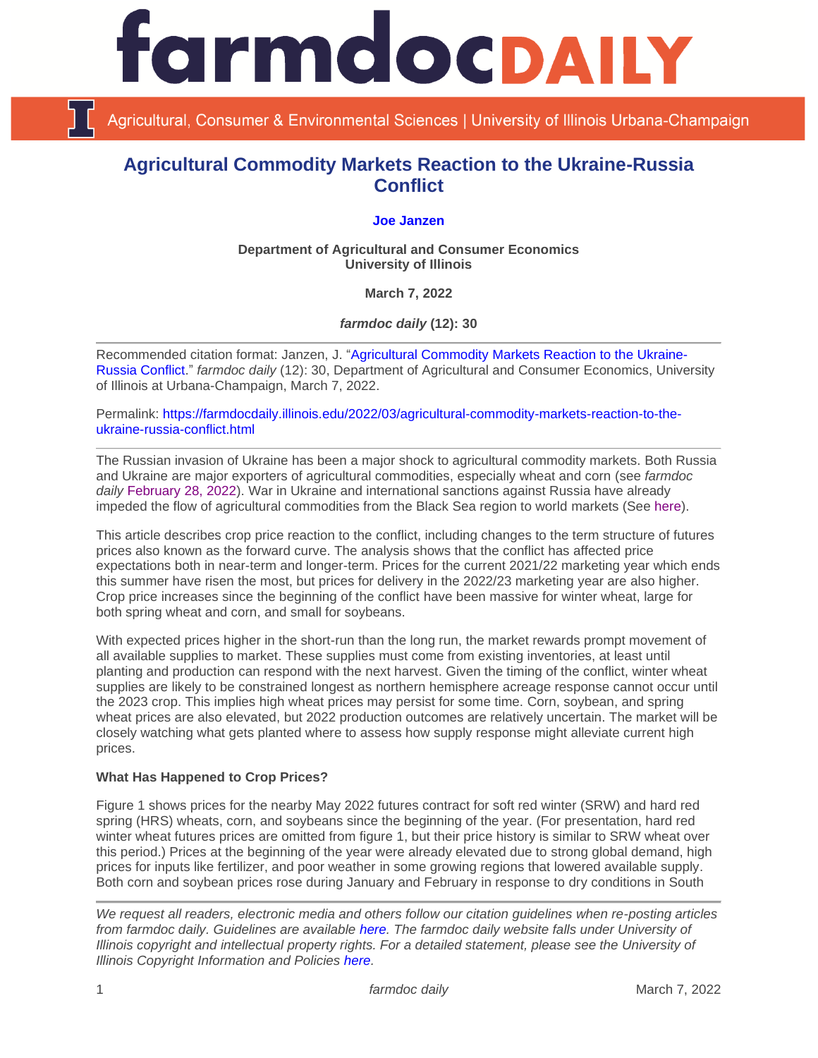# Agricultural Commodity Markets Reaction to the Ukraine-Russia Conflict

**Joe Janzen**

**Department of Agricultural and Consumer Economics**
**University of Illinois**

**March 7, 2022**

***farmdoc daily* (12): 30**

---

Recommended citation format: Janzen, J. "Agricultural Commodity Markets Reaction to the Ukraine-Russia Conflict." *farmdoc daily* (12): 30, Department of Agricultural and Consumer Economics, University of Illinois at Urbana-Champaign, March 7, 2022.

Permalink: https://farmdocdaily.illinois.edu/2022/03/agricultural-commodity-markets-reaction-to-the-ukraine-russia-conflict.html

---

The Russian invasion of Ukraine has been a major shock to agricultural commodity markets. Both Russia and Ukraine are major exporters of agricultural commodities, especially wheat and corn (see *farmdoc daily* February 28, 2022). War in Ukraine and international sanctions against Russia have already impeded the flow of agricultural commodities from the Black Sea region to world markets (See here).

This article describes crop price reaction to the conflict, including changes to the term structure of futures prices also known as the forward curve. The analysis shows that the conflict has affected price expectations both in near-term and longer-term. Prices for the current 2021/22 marketing year which ends this summer have risen the most, but prices for delivery in the 2022/23 marketing year are also higher. Crop price increases since the beginning of the conflict have been massive for winter wheat, large for both spring wheat and corn, and small for soybeans.

With expected prices higher in the short-run than the long run, the market rewards prompt movement of all available supplies to market. These supplies must come from existing inventories, at least until planting and production can respond with the next harvest. Given the timing of the conflict, winter wheat supplies are likely to be constrained longest as northern hemisphere acreage response cannot occur until the 2023 crop. This implies high wheat prices may persist for some time. Corn, soybean, and spring wheat prices are also elevated, but 2022 production outcomes are relatively uncertain. The market will be closely watching what gets planted where to assess how supply response might alleviate current high prices.

**What Has Happened to Crop Prices?**

Figure 1 shows prices for the nearby May 2022 futures contract for soft red winter (SRW) and hard red spring (HRS) wheats, corn, and soybeans since the beginning of the year. (For presentation, hard red winter wheat futures prices are omitted from figure 1, but their price history is similar to SRW wheat over this period.) Prices at the beginning of the year were already elevated due to strong global demand, high prices for inputs like fertilizer, and poor weather in some growing regions that lowered available supply. Both corn and soybean prices rose during January and February in response to dry conditions in South

---

*We request all readers, electronic media and others follow our citation guidelines when re-posting articles from farmdoc daily. Guidelines are available here. The farmdoc daily website falls under University of Illinois copyright and intellectual property rights. For a detailed statement, please see the University of Illinois Copyright Information and Policies here.*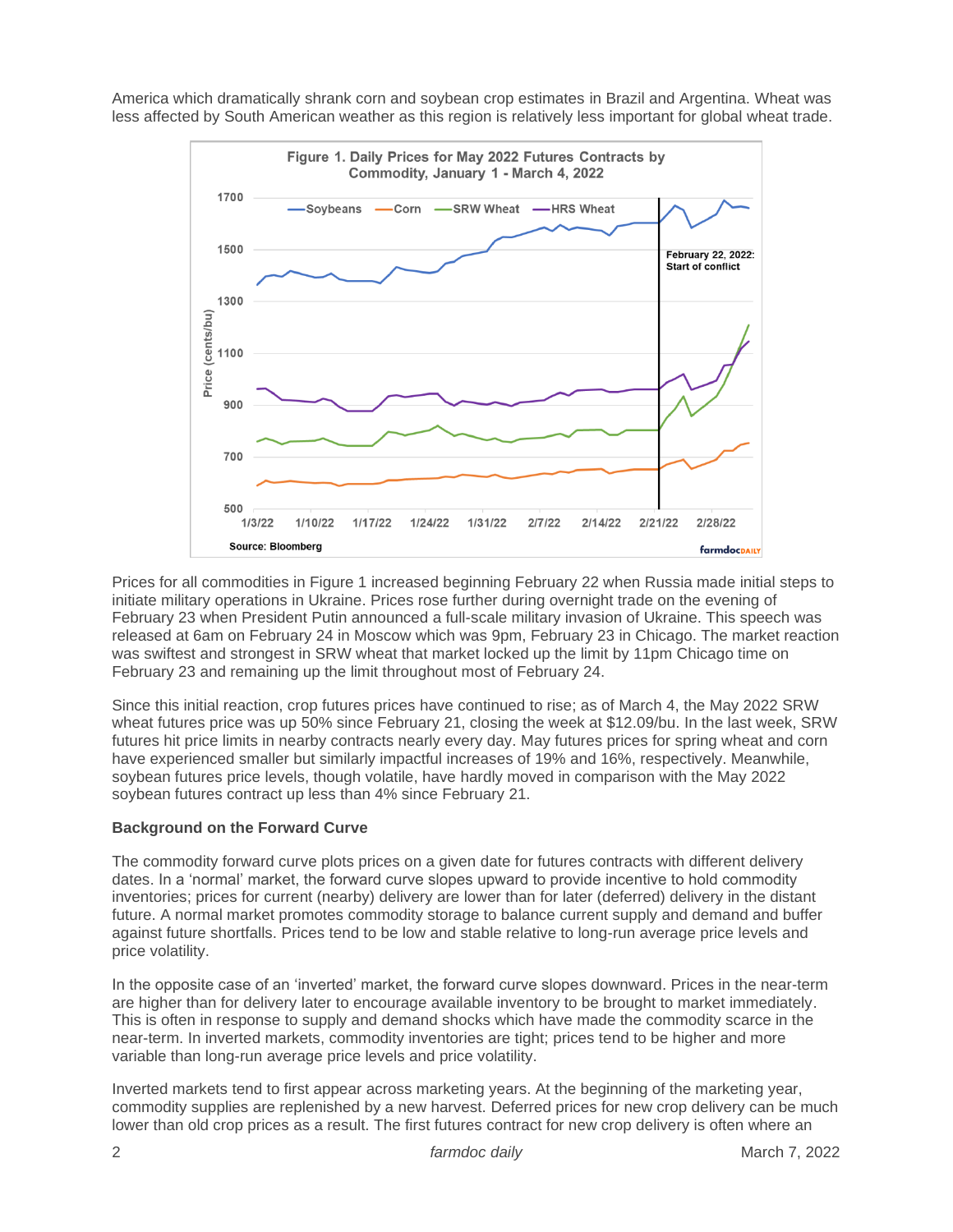America which dramatically shrank corn and soybean crop estimates in Brazil and Argentina. Wheat was less affected by South American weather as this region is relatively less important for global wheat trade.

**Figure 1. Daily Prices for May 2022 Futures Contracts by Commodity, January 1 - March 4, 2022**

Source: Bloomberg

Prices for all commodities in Figure 1 increased beginning February 22 when Russia made initial steps to initiate military operations in Ukraine. Prices rose further during overnight trade on the evening of February 23 when President Putin announced a full-scale military invasion of Ukraine. This speech was released at 6am on February 24 in Moscow which was 9pm, February 23 in Chicago. The market reaction was swiftest and strongest in SRW wheat that market locked up the limit by 11pm Chicago time on February 23 and remaining up the limit throughout most of February 24.

Since this initial reaction, crop futures prices have continued to rise; as of March 4, the May 2022 SRW wheat futures price was up 50% since February 21, closing the week at $12.09/bu. In the last week, SRW futures hit price limits in nearby contracts nearly every day. May futures prices for spring wheat and corn have experienced smaller but similarly impactful increases of 19% and 16%, respectively. Meanwhile, soybean futures price levels, though volatile, have hardly moved in comparison with the May 2022 soybean futures contract up less than 4% since February 21.

**Background on the Forward Curve**

The commodity forward curve plots prices on a given date for futures contracts with different delivery dates. In a 'normal' market, the forward curve slopes upward to provide incentive to hold commodity inventories; prices for current (nearby) delivery are lower than for later (deferred) delivery in the distant future. A normal market promotes commodity storage to balance current supply and demand and buffer against future shortfalls. Prices tend to be low and stable relative to long-run average price levels and price volatility.

In the opposite case of an 'inverted' market, the forward curve slopes downward. Prices in the near-term are higher than for delivery later to encourage available inventory to be brought to market immediately. This is often in response to supply and demand shocks which have made the commodity scarce in the near-term. In inverted markets, commodity inventories are tight; prices tend to be higher and more variable than long-run average price levels and price volatility.

Inverted markets tend to first appear across marketing years. At the beginning of the marketing year, commodity supplies are replenished by a new harvest. Deferred prices for new crop delivery can be much lower than old crop prices as a result. The first futures contract for new crop delivery is often where an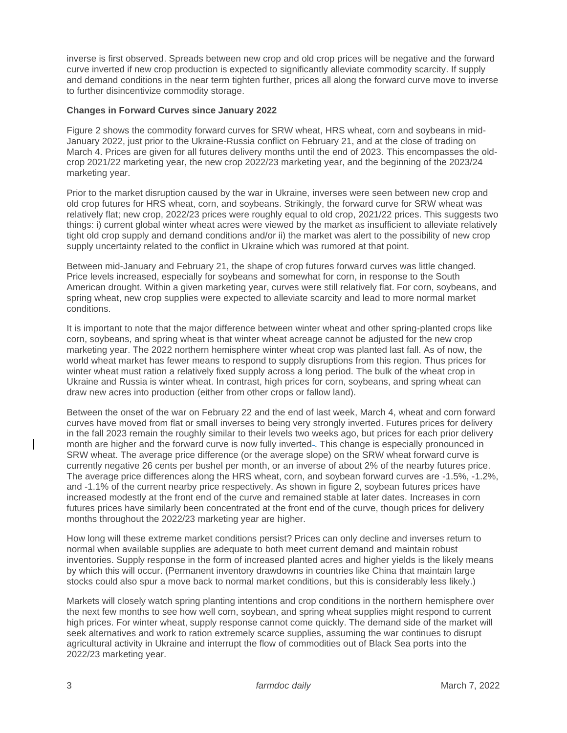inverse is first observed. Spreads between new crop and old crop prices will be negative and the forward curve inverted if new crop production is expected to significantly alleviate commodity scarcity. If supply and demand conditions in the near term tighten further, prices all along the forward curve move to inverse to further disincentivize commodity storage.

**Changes in Forward Curves since January 2022**

Figure 2 shows the commodity forward curves for SRW wheat, HRS wheat, corn and soybeans in mid-January 2022, just prior to the Ukraine-Russia conflict on February 21, and at the close of trading on March 4. Prices are given for all futures delivery months until the end of 2023. This encompasses the old-crop 2021/22 marketing year, the new crop 2022/23 marketing year, and the beginning of the 2023/24 marketing year.

Prior to the market disruption caused by the war in Ukraine, inverses were seen between new crop and old crop futures for HRS wheat, corn, and soybeans. Strikingly, the forward curve for SRW wheat was relatively flat; new crop, 2022/23 prices were roughly equal to old crop, 2021/22 prices. This suggests two things: i) current global winter wheat acres were viewed by the market as insufficient to alleviate relatively tight old crop supply and demand conditions and/or ii) the market was alert to the possibility of new crop supply uncertainty related to the conflict in Ukraine which was rumored at that point.

Between mid-January and February 21, the shape of crop futures forward curves was little changed. Price levels increased, especially for soybeans and somewhat for corn, in response to the South American drought. Within a given marketing year, curves were still relatively flat. For corn, soybeans, and spring wheat, new crop supplies were expected to alleviate scarcity and lead to more normal market conditions.

It is important to note that the major difference between winter wheat and other spring-planted crops like corn, soybeans, and spring wheat is that winter wheat acreage cannot be adjusted for the new crop marketing year. The 2022 northern hemisphere winter wheat crop was planted last fall. As of now, the world wheat market has fewer means to respond to supply disruptions from this region. Thus prices for winter wheat must ration a relatively fixed supply across a long period. The bulk of the wheat crop in Ukraine and Russia is winter wheat. In contrast, high prices for corn, soybeans, and spring wheat can draw new acres into production (either from other crops or fallow land).

Between the onset of the war on February 22 and the end of last week, March 4, wheat and corn forward curves have moved from flat or small inverses to being very strongly inverted. Futures prices for delivery in the fall 2023 remain the roughly similar to their levels two weeks ago, but prices for each prior delivery month are higher and the forward curve is now fully inverted. This change is especially pronounced in SRW wheat. The average price difference (or the average slope) on the SRW wheat forward curve is currently negative 26 cents per bushel per month, or an inverse of about 2% of the nearby futures price. The average price differences along the HRS wheat, corn, and soybean forward curves are -1.5%, -1.2%, and -1.1% of the current nearby price respectively. As shown in figure 2, soybean futures prices have increased modestly at the front end of the curve and remained stable at later dates. Increases in corn futures prices have similarly been concentrated at the front end of the curve, though prices for delivery months throughout the 2022/23 marketing year are higher.

How long will these extreme market conditions persist? Prices can only decline and inverses return to normal when available supplies are adequate to both meet current demand and maintain robust inventories. Supply response in the form of increased planted acres and higher yields is the likely means by which this will occur. (Permanent inventory drawdowns in countries like China that maintain large stocks could also spur a move back to normal market conditions, but this is considerably less likely.)

Markets will closely watch spring planting intentions and crop conditions in the northern hemisphere over the next few months to see how well corn, soybean, and spring wheat supplies might respond to current high prices. For winter wheat, supply response cannot come quickly. The demand side of the market will seek alternatives and work to ration extremely scarce supplies, assuming the war continues to disrupt agricultural activity in Ukraine and interrupt the flow of commodities out of Black Sea ports into the 2022/23 marketing year.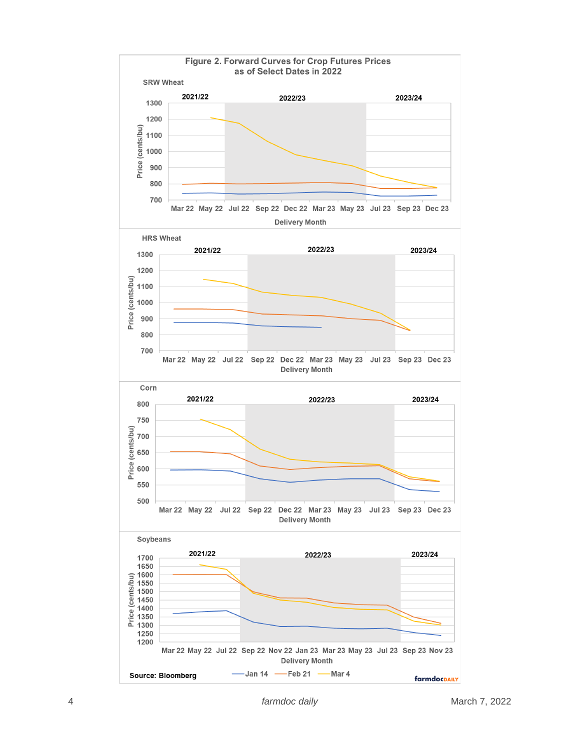**Figure 2. Forward Curves for Crop Futures Prices as of Select Dates in 2022**

SRW Wheat

HRS Wheat

Corn

Soybeans

Source: Bloomberg

—Jan 14 —Feb 21 —Mar 4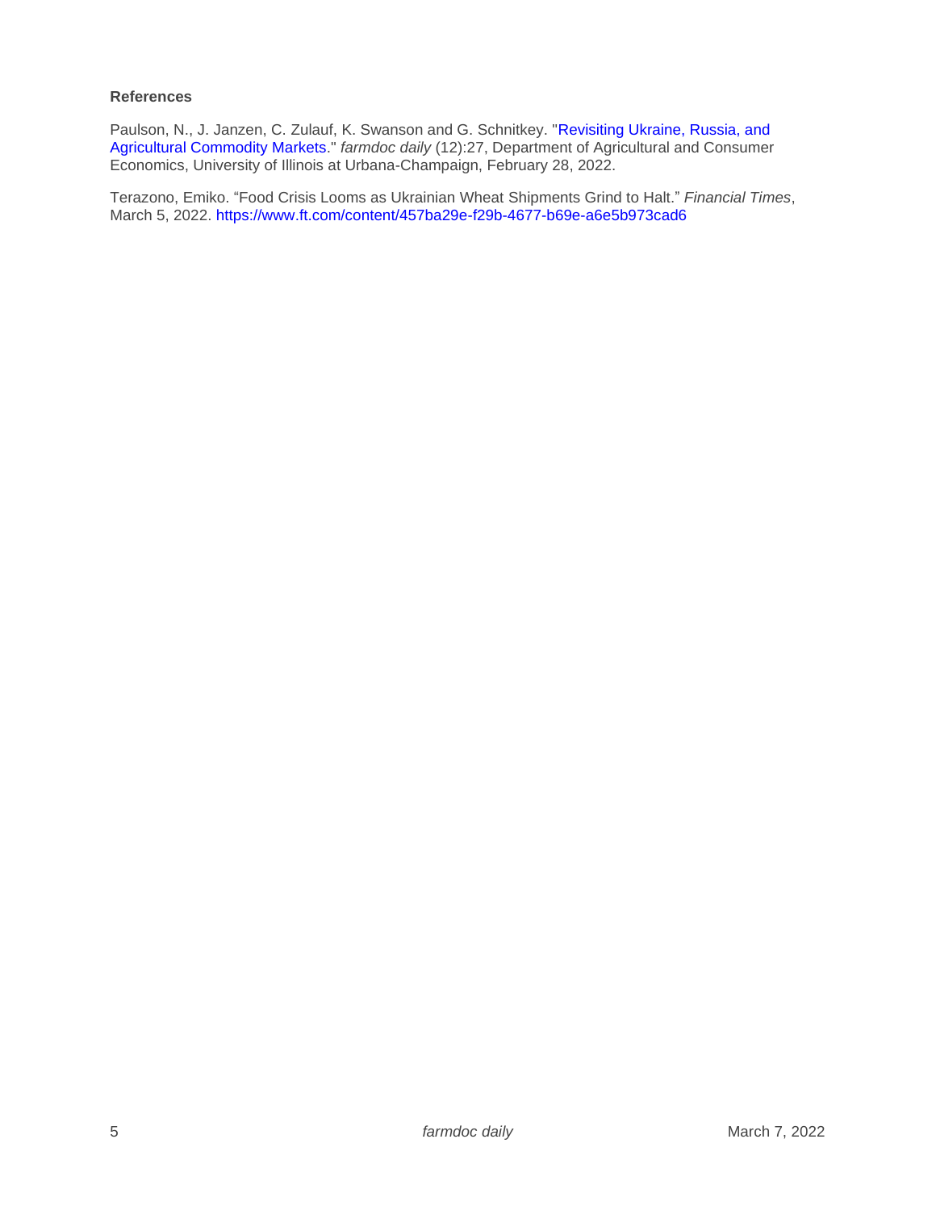**References**

Paulson, N., J. Janzen, C. Zulauf, K. Swanson and G. Schnitkey. "Revisiting Ukraine, Russia, and Agricultural Commodity Markets." *farmdoc daily* (12):27, Department of Agricultural and Consumer Economics, University of Illinois at Urbana-Champaign, February 28, 2022.

Terazono, Emiko. "Food Crisis Looms as Ukrainian Wheat Shipments Grind to Halt." *Financial Times*, March 5, 2022. https://www.ft.com/content/457ba29e-f29b-4677-b69e-a6e5b973cad6